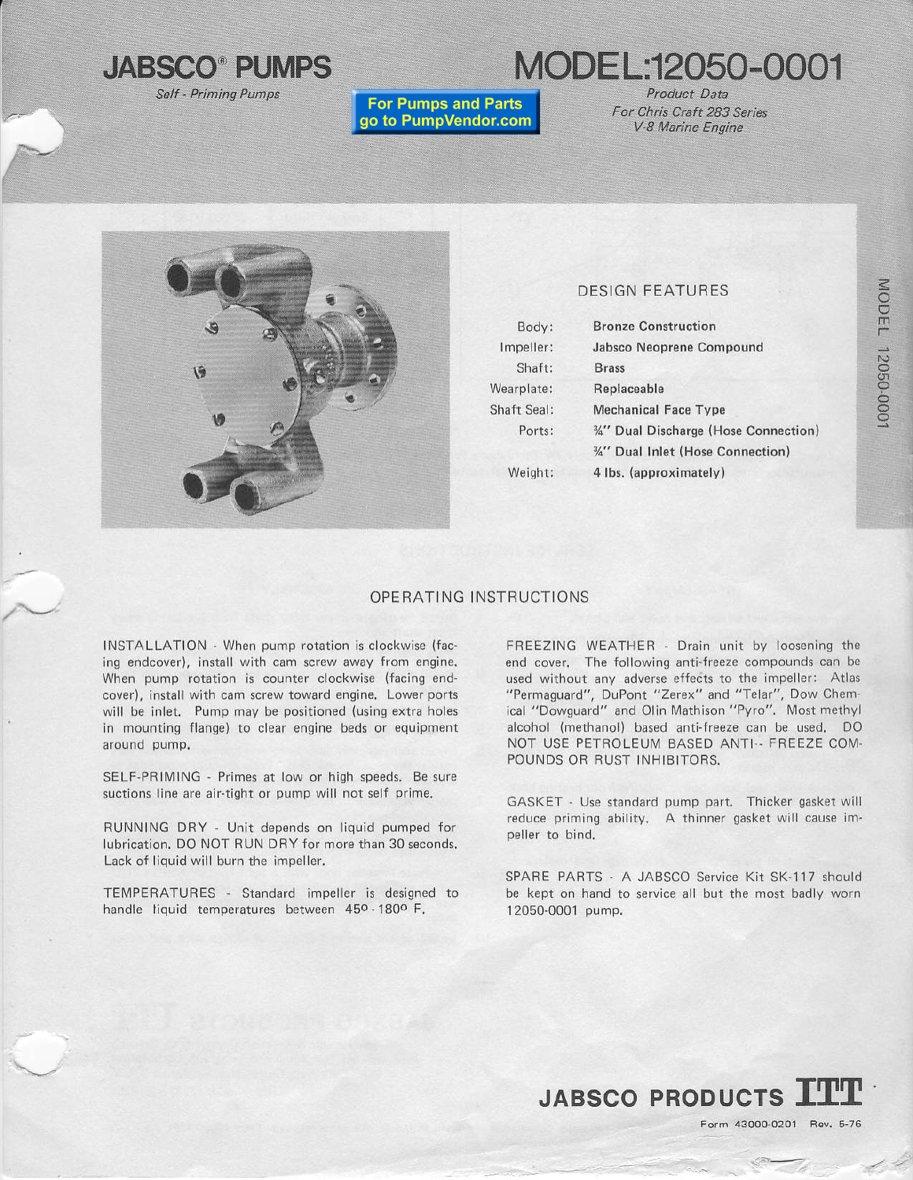# JABSCO® PUMPS

*Self - Priming Pumps*

For Pumps and Parts go to PumpVendor.com

# MODEL:12050-0001

*Product Data*
*For Chris Craft 283 Series V-8 Marine Engine*

## DESIGN FEATURES

| | |
|---|---|
| Body: | **Bronze Construction** |
| Impeller: | **Jabsco Neoprene Compound** |
| Shaft: | **Brass** |
| Wearplate: | **Replaceable** |
| Shaft Seal: | **Mechanical Face Type** |
| Ports: | **¾" Dual Discharge (Hose Connection)** |
| | **¾" Dual Inlet (Hose Connection)** |
| Weight: | **4 lbs. (approximately)** |

## OPERATING INSTRUCTIONS

INSTALLATION - When pump rotation is clockwise (facing endcover), install with cam screw away from engine. When pump rotation is counter clockwise (facing endcover), install with cam screw toward engine. Lower ports will be inlet. Pump may be positioned (using extra holes in mounting flange) to clear engine beds or equipment around pump.

SELF-PRIMING - Primes at low or high speeds. Be sure suctions line are air-tight or pump will not self prime.

RUNNING DRY - Unit depends on liquid pumped for lubrication. DO NOT RUN DRY for more than 30 seconds. Lack of liquid will burn the impeller.

TEMPERATURES - Standard impeller is designed to handle liquid temperatures between 45° - 180° F.

FREEZING WEATHER - Drain unit by loosening the end cover. The following anti-freeze compounds can be used without any adverse effects to the impeller: Atlas "Permaguard", DuPont "Zerex" and "Telar", Dow Chemical "Dowguard" and Olin Mathison "Pyro". Most methyl alcohol (methanol) based anti-freeze can be used. DO NOT USE PETROLEUM BASED ANTI-- FREEZE COMPOUNDS OR RUST INHIBITORS.

GASKET - Use standard pump part. Thicker gasket will reduce priming ability. A thinner gasket will cause impeller to bind.

SPARE PARTS - A JABSCO Service Kit SK-117 should be kept on hand to service all but the most badly worn 12050-0001 pump.

**JABSCO PRODUCTS ITT**

Form 43000-0201 Rev. 5-76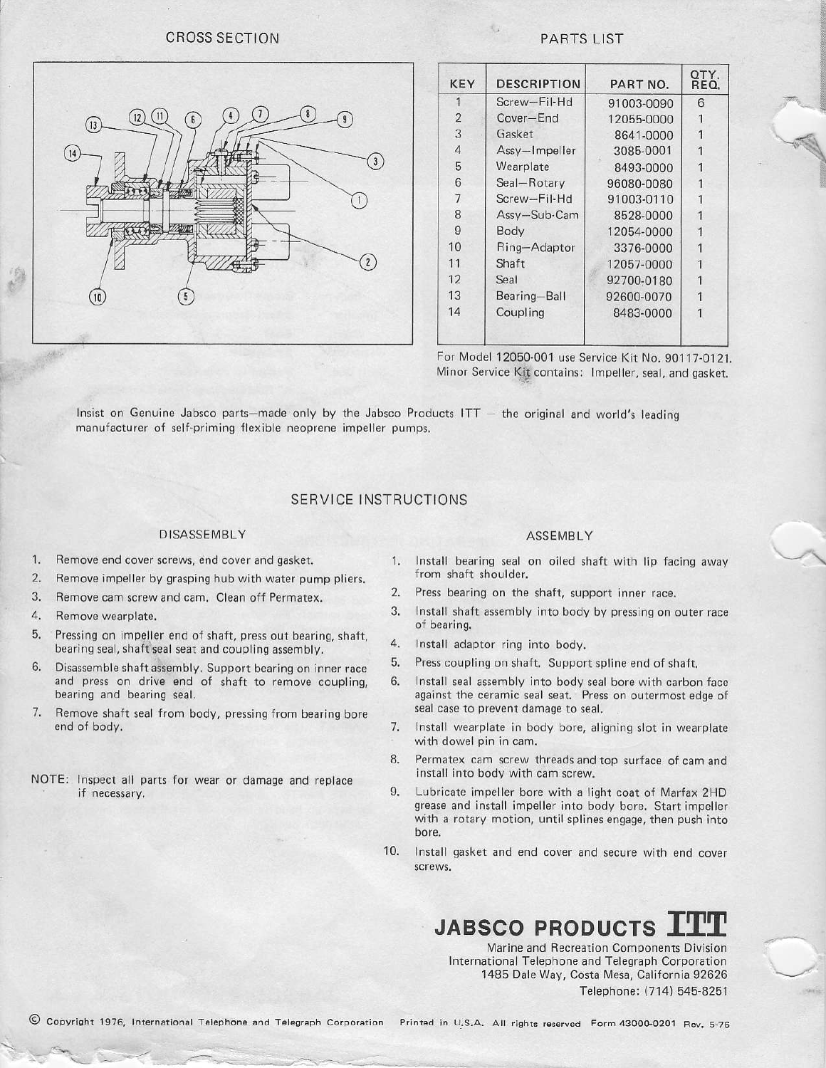## CROSS SECTION

## PARTS LIST

| KEY | DESCRIPTION | PART NO. | QTY. REQ. |
|---|---|---|---|
| 1 | Screw—Fil-Hd | 91003-0090 | 6 |
| 2 | Cover—End | 12055-0000 | 1 |
| 3 | Gasket | 8641-0000 | 1 |
| 4 | Assy—Impeller | 3085-0001 | 1 |
| 5 | Wearplate | 8493-0000 | 1 |
| 6 | Seal—Rotary | 96080-0080 | 1 |
| 7 | Screw—Fil-Hd | 91003-0110 | 1 |
| 8 | Assy—Sub-Cam | 8528-0000 | 1 |
| 9 | Body | 12054-0000 | 1 |
| 10 | Ring—Adaptor | 3376-0000 | 1 |
| 11 | Shaft | 12057-0000 | 1 |
| 12 | Seal | 92700-0180 | 1 |
| 13 | Bearing—Ball | 92600-0070 | 1 |
| 14 | Coupling | 8483-0000 | 1 |

For Model 12050-001 use Service Kit No. 90117-0121.
Minor Service Kit contains: Impeller, seal, and gasket.

Insist on Genuine Jabsco parts—made only by the Jabsco Products ITT — the original and world's leading manufacturer of self-priming flexible neoprene impeller pumps.

## SERVICE INSTRUCTIONS

### DISASSEMBLY

1. Remove end cover screws, end cover and gasket.
2. Remove impeller by grasping hub with water pump pliers.
3. Remove cam screw and cam. Clean off Permatex.
4. Remove wearplate.
5. Pressing on impeller end of shaft, press out bearing, shaft, bearing seal, shaft seal seat and coupling assembly.
6. Disassemble shaft assembly. Support bearing on inner race and press on drive end of shaft to remove coupling, bearing and bearing seal.
7. Remove shaft seal from body, pressing from bearing bore end of body.

NOTE: Inspect all parts for wear or damage and replace if necessary.

### ASSEMBLY

1. Install bearing seal on oiled shaft with lip facing away from shaft shoulder.
2. Press bearing on the shaft, support inner race.
3. Install shaft assembly into body by pressing on outer race of bearing.
4. Install adaptor ring into body.
5. Press coupling on shaft. Support spline end of shaft.
6. Install seal assembly into body seal bore with carbon face against the ceramic seal seat. Press on outermost edge of seal case to prevent damage to seal.
7. Install wearplate in body bore, aligning slot in wearplate with dowel pin in cam.
8. Permatex cam screw threads and top surface of cam and install into body with cam screw.
9. Lubricate impeller bore with a light coat of Marfax 2HD grease and install impeller into body bore. Start impeller with a rotary motion, until splines engage, then push into bore.
10. Install gasket and end cover and secure with end cover screws.

**JABSCO PRODUCTS ITT**
Marine and Recreation Components Division
International Telephone and Telegraph Corporation
1485 Dale Way, Costa Mesa, California 92626
Telephone: (714) 545-8251

© Copyright 1976, International Telephone and Telegraph Corporation Printed in U.S.A. All rights reserved Form 43000-0201 Rev. 5-76